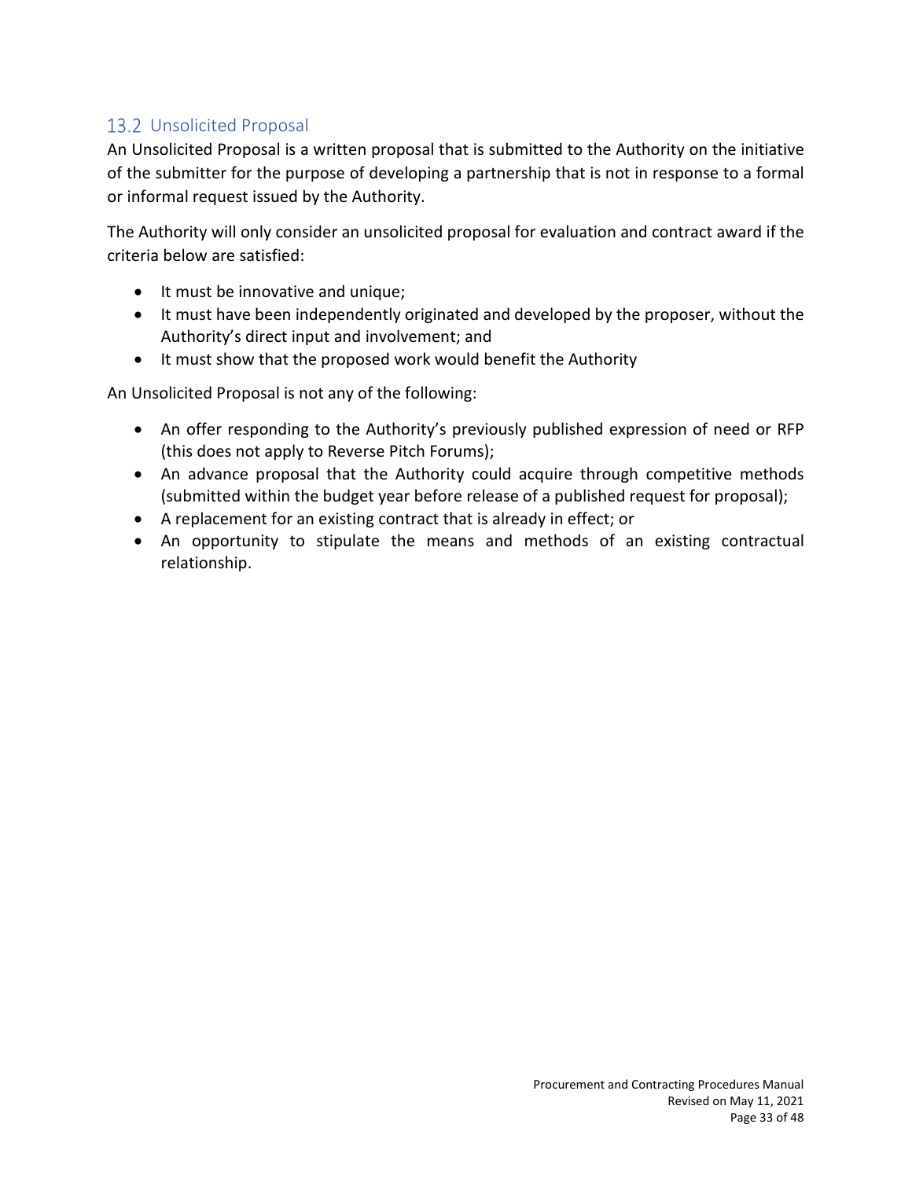## 13.2 Unsolicited Proposal

An Unsolicited Proposal is a written proposal that is submitted to the Authority on the initiative of the submitter for the purpose of developing a partnership that is not in response to a formal or informal request issued by the Authority.

The Authority will only consider an unsolicited proposal for evaluation and contract award if the criteria below are satisfied:

- It must be innovative and unique;
- It must have been independently originated and developed by the proposer, without the Authority's direct input and involvement; and
- It must show that the proposed work would benefit the Authority

An Unsolicited Proposal is not any of the following:

- An offer responding to the Authority's previously published expression of need or RFP (this does not apply to Reverse Pitch Forums);
- An advance proposal that the Authority could acquire through competitive methods (submitted within the budget year before release of a published request for proposal);
- A replacement for an existing contract that is already in effect; or
- An opportunity to stipulate the means and methods of an existing contractual relationship.